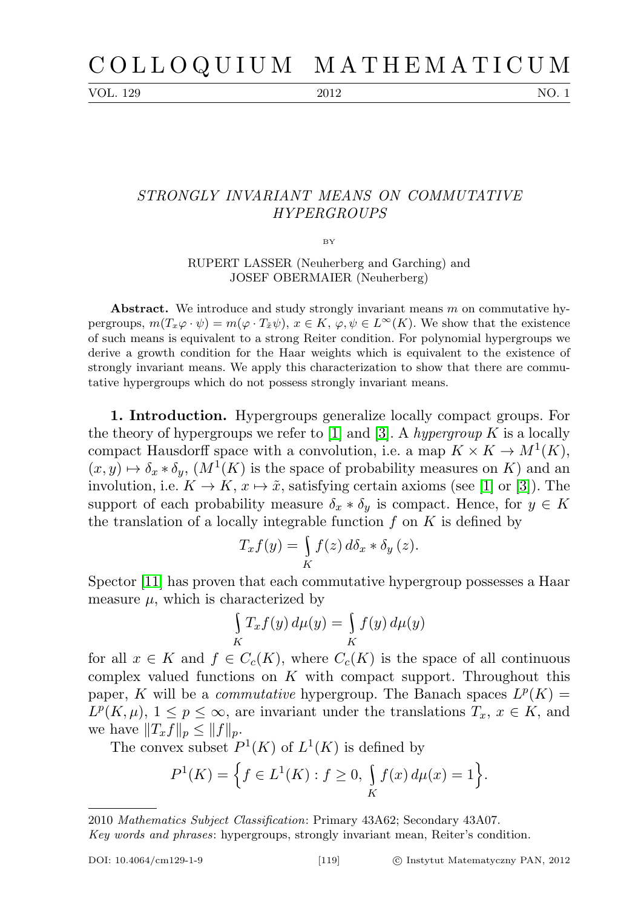# STRONGLY INVARIANT MEANS ON COMMUTATIVE HYPERGROUPS

BY

RUPERT LASSER (Neuherberg and Garching) and JOSEF OBERMAIER (Neuherberg)

**Abstract.** We introduce and study strongly invariant means $m$ on commutative hypergroups, $m(T_x\varphi \cdot \psi) = m(\varphi \cdot T_{\tilde{x}}\psi)$, $x \in K$, $\varphi, \psi \in L^\infty(K)$. We show that the existence of such means is equivalent to a strong Reiter condition. For polynomial hypergroups we derive a growth condition for the Haar weights which is equivalent to the existence of strongly invariant means. We apply this characterization to show that there are commutative hypergroups which do not possess strongly invariant means.

**1. Introduction.** Hypergroups generalize locally compact groups. For the theory of hypergroups we refer to [1] and [3]. A *hypergroup* $K$ is a locally compact Hausdorff space with a convolution, i.e. a map $K \times K \to M^1(K)$, $(x, y) \mapsto \delta_x * \delta_y$, ($M^1(K)$ is the space of probability measures on $K$) and an involution, i.e. $K \to K$, $x \mapsto \tilde{x}$, satisfying certain axioms (see [1] or [3]). The support of each probability measure $\delta_x * \delta_y$ is compact. Hence, for $y \in K$ the translation of a locally integrable function $f$ on $K$ is defined by

$$T_x f(y) = \int_K f(z)\, d\delta_x * \delta_y\,(z).$$

Spector [11] has proven that each commutative hypergroup possesses a Haar measure $\mu$, which is characterized by

$$\int_K T_x f(y)\, d\mu(y) = \int_K f(y)\, d\mu(y)$$

for all $x \in K$ and $f \in C_c(K)$, where $C_c(K)$ is the space of all continuous complex valued functions on $K$ with compact support. Throughout this paper, $K$ will be a *commutative* hypergroup. The Banach spaces $L^p(K) = L^p(K, \mu)$, $1 \le p \le \infty$, are invariant under the translations $T_x$, $x \in K$, and we have $\|T_x f\|_p \le \|f\|_p$.

The convex subset $P^1(K)$ of $L^1(K)$ is defined by

$$P^1(K) = \Big\{ f \in L^1(K) : f \ge 0,\ \int_K f(x)\, d\mu(x) = 1 \Big\}.$$

---

2010 *Mathematics Subject Classification*: Primary 43A62; Secondary 43A07.

*Key words and phrases*: hypergroups, strongly invariant mean, Reiter's condition.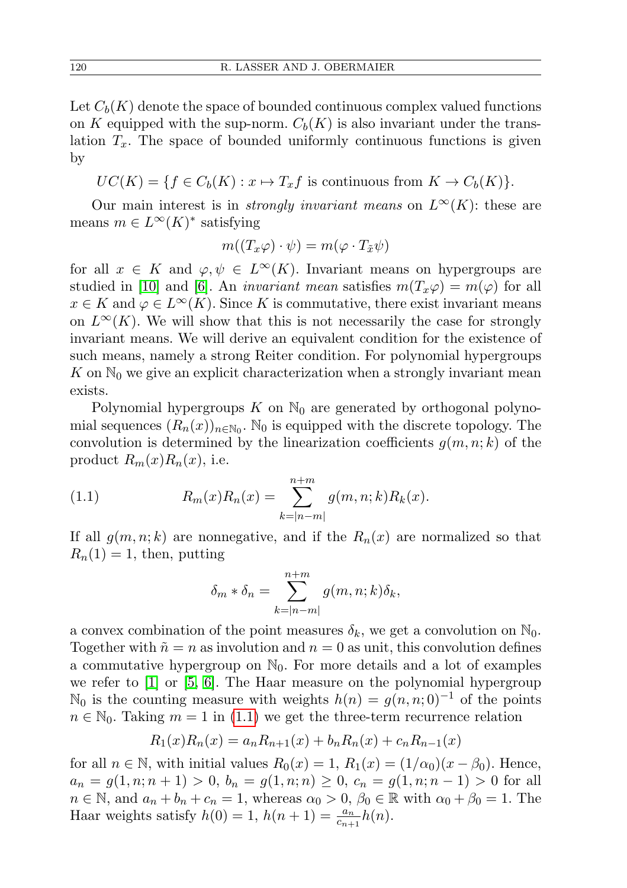Let $C_b(K)$ denote the space of bounded continuous complex valued functions on $K$ equipped with the sup-norm. $C_b(K)$ is also invariant under the translation $T_x$. The space of bounded uniformly continuous functions is given by

$$UC(K) = \{f \in C_b(K) : x \mapsto T_x f \text{ is continuous from } K \to C_b(K)\}.$$

Our main interest is in *strongly invariant means* on $L^\infty(K)$: these are means $m \in L^\infty(K)^*$ satisfying

$$m((T_x\varphi) \cdot \psi) = m(\varphi \cdot T_{\tilde{x}}\psi)$$

for all $x \in K$ and $\varphi, \psi \in L^\infty(K)$. Invariant means on hypergroups are studied in [10] and [6]. An *invariant mean* satisfies $m(T_x\varphi) = m(\varphi)$ for all $x \in K$ and $\varphi \in L^\infty(K)$. Since $K$ is commutative, there exist invariant means on $L^\infty(K)$. We will show that this is not necessarily the case for strongly invariant means. We will derive an equivalent condition for the existence of such means, namely a strong Reiter condition. For polynomial hypergroups $K$ on $\mathbb{N}_0$ we give an explicit characterization when a strongly invariant mean exists.

Polynomial hypergroups $K$ on $\mathbb{N}_0$ are generated by orthogonal polynomial sequences $(R_n(x))_{n\in\mathbb{N}_0}$. $\mathbb{N}_0$ is equipped with the discrete topology. The convolution is determined by the linearization coefficients $g(m, n; k)$ of the product $R_m(x)R_n(x)$, i.e.

$$R_m(x)R_n(x) = \sum_{k=|n-m|}^{n+m} g(m, n; k)R_k(x). \tag{1.1}$$

If all $g(m, n; k)$ are nonnegative, and if the $R_n(x)$ are normalized so that $R_n(1) = 1$, then, putting

$$\delta_m * \delta_n = \sum_{k=|n-m|}^{n+m} g(m, n; k)\delta_k,$$

a convex combination of the point measures $\delta_k$, we get a convolution on $\mathbb{N}_0$. Together with $\tilde{n} = n$ as involution and $n = 0$ as unit, this convolution defines a commutative hypergroup on $\mathbb{N}_0$. For more details and a lot of examples we refer to [1] or [5, 6]. The Haar measure on the polynomial hypergroup $\mathbb{N}_0$ is the counting measure with weights $h(n) = g(n, n; 0)^{-1}$ of the points $n \in \mathbb{N}_0$. Taking $m = 1$ in (1.1) we get the three-term recurrence relation

$$R_1(x)R_n(x) = a_nR_{n+1}(x) + b_nR_n(x) + c_nR_{n-1}(x)$$

for all $n \in \mathbb{N}$, with initial values $R_0(x) = 1$, $R_1(x) = (1/\alpha_0)(x - \beta_0)$. Hence, $a_n = g(1, n; n + 1) > 0$, $b_n = g(1, n; n) \geq 0$, $c_n = g(1, n; n - 1) > 0$ for all $n \in \mathbb{N}$, and $a_n + b_n + c_n = 1$, whereas $\alpha_0 > 0$, $\beta_0 \in \mathbb{R}$ with $\alpha_0 + \beta_0 = 1$. The Haar weights satisfy $h(0) = 1$, $h(n + 1) = \frac{a_n}{c_{n+1}}h(n)$.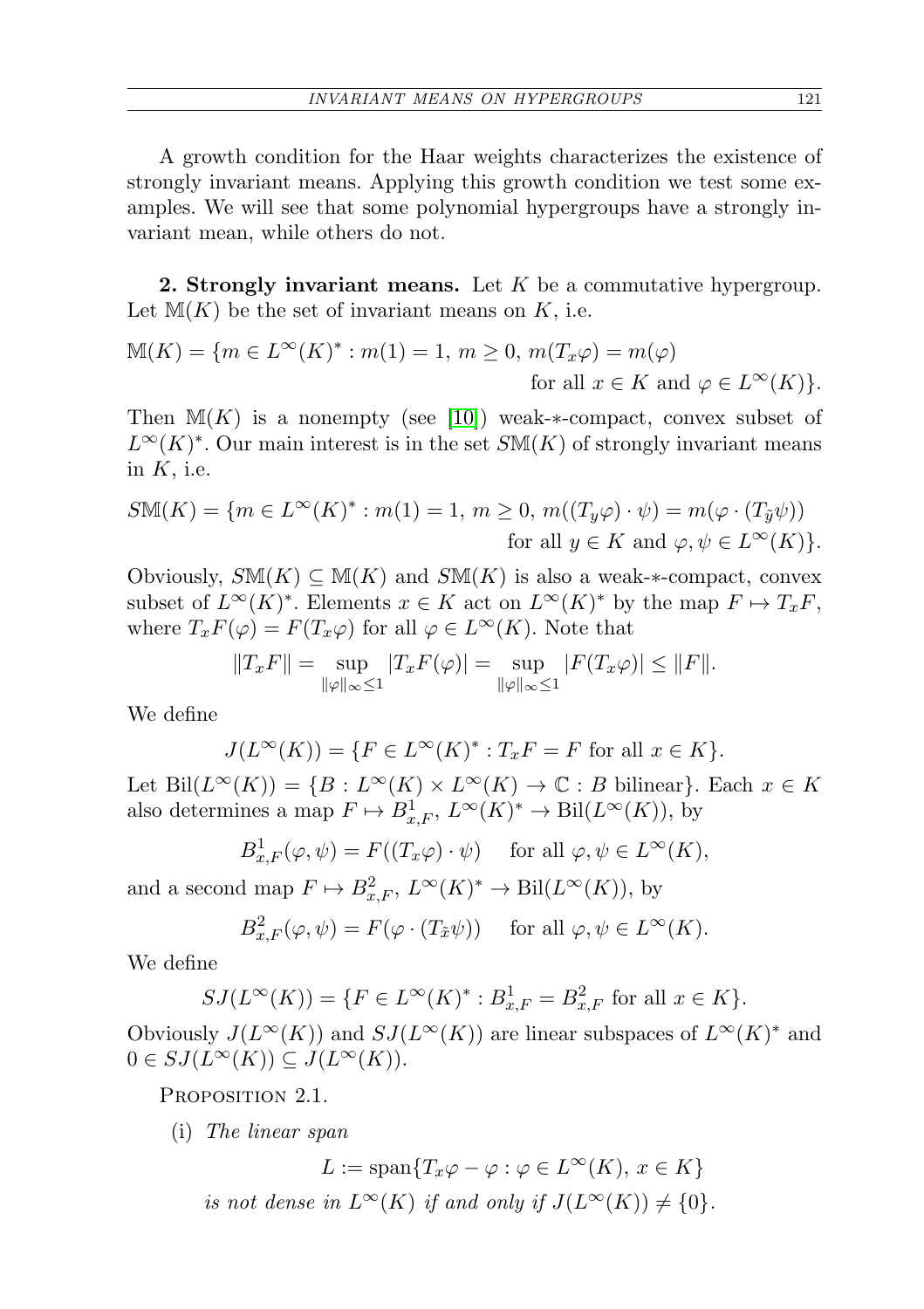A growth condition for the Haar weights characterizes the existence of strongly invariant means. Applying this growth condition we test some examples. We will see that some polynomial hypergroups have a strongly invariant mean, while others do not.

**2. Strongly invariant means.** Let $K$ be a commutative hypergroup. Let $\mathbb{M}(K)$ be the set of invariant means on $K$, i.e.

$$\mathbb{M}(K) = \{m \in L^\infty(K)^* : m(1) = 1,\ m \geq 0,\ m(T_x\varphi) = m(\varphi) \text{ for all } x \in K \text{ and } \varphi \in L^\infty(K)\}.$$

Then $\mathbb{M}(K)$ is a nonempty (see [10]) weak-$*$-compact, convex subset of $L^\infty(K)^*$. Our main interest is in the set $S\mathbb{M}(K)$ of strongly invariant means in $K$, i.e.

$$S\mathbb{M}(K) = \{m \in L^\infty(K)^* : m(1) = 1,\ m \geq 0,\ m((T_y\varphi)\cdot\psi) = m(\varphi\cdot(T_{\tilde{y}}\psi)) \text{ for all } y \in K \text{ and } \varphi, \psi \in L^\infty(K)\}.$$

Obviously, $S\mathbb{M}(K) \subseteq \mathbb{M}(K)$ and $S\mathbb{M}(K)$ is also a weak-$*$-compact, convex subset of $L^\infty(K)^*$. Elements $x \in K$ act on $L^\infty(K)^*$ by the map $F \mapsto T_xF$, where $T_xF(\varphi) = F(T_x\varphi)$ for all $\varphi \in L^\infty(K)$. Note that

$$\|T_xF\| = \sup_{\|\varphi\|_\infty \leq 1} |T_xF(\varphi)| = \sup_{\|\varphi\|_\infty \leq 1} |F(T_x\varphi)| \leq \|F\|.$$

We define

$$J(L^\infty(K)) = \{F \in L^\infty(K)^* : T_xF = F \text{ for all } x \in K\}.$$

Let $\mathrm{Bil}(L^\infty(K)) = \{B : L^\infty(K) \times L^\infty(K) \to \mathbb{C} : B \text{ bilinear}\}$. Each $x \in K$ also determines a map $F \mapsto B^1_{x,F}$, $L^\infty(K)^* \to \mathrm{Bil}(L^\infty(K))$, by

$$B^1_{x,F}(\varphi,\psi) = F((T_x\varphi)\cdot\psi) \quad \text{for all } \varphi, \psi \in L^\infty(K),$$

and a second map $F \mapsto B^2_{x,F}$, $L^\infty(K)^* \to \mathrm{Bil}(L^\infty(K))$, by

$$B^2_{x,F}(\varphi,\psi) = F(\varphi\cdot(T_{\tilde{x}}\psi)) \quad \text{for all } \varphi, \psi \in L^\infty(K).$$

We define

$$SJ(L^\infty(K)) = \{F \in L^\infty(K)^* : B^1_{x,F} = B^2_{x,F} \text{ for all } x \in K\}.$$

Obviously $J(L^\infty(K))$ and $SJ(L^\infty(K))$ are linear subspaces of $L^\infty(K)^*$ and $0 \in SJ(L^\infty(K)) \subseteq J(L^\infty(K))$.

Proposition 2.1.

(i) *The linear span*

$$L := \mathrm{span}\{T_x\varphi - \varphi : \varphi \in L^\infty(K),\ x \in K\}$$

*is not dense in* $L^\infty(K)$ *if and only if* $J(L^\infty(K)) \neq \{0\}$.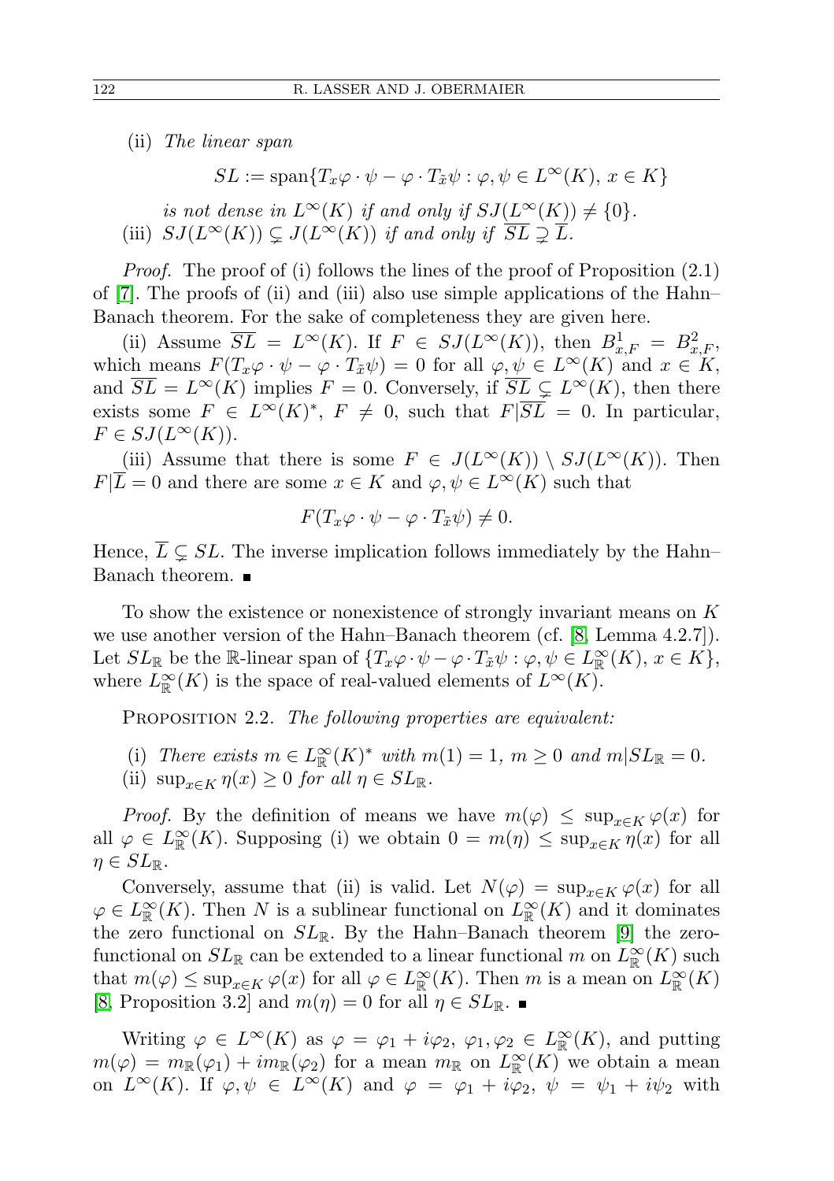(ii) *The linear span*

$$SL := \text{span}\{T_x\varphi \cdot \psi - \varphi \cdot T_{\tilde{x}}\psi : \varphi, \psi \in L^\infty(K),\, x \in K\}$$

*is not dense in* $L^\infty(K)$ *if and only if* $SJ(L^\infty(K)) \neq \{0\}$.

(iii) $SJ(L^\infty(K)) \subsetneq J(L^\infty(K))$ *if and only if* $\overline{SL} \supsetneq \overline{L}$.

*Proof.* The proof of (i) follows the lines of the proof of Proposition (2.1) of [7]. The proofs of (ii) and (iii) also use simple applications of the Hahn–Banach theorem. For the sake of completeness they are given here.

(ii) Assume $\overline{SL} = L^\infty(K)$. If $F \in SJ(L^\infty(K))$, then $B^1_{x,F} = B^2_{x,F}$, which means $F(T_x\varphi \cdot \psi - \varphi \cdot T_{\tilde{x}}\psi) = 0$ for all $\varphi, \psi \in L^\infty(K)$ and $x \in K$, and $\overline{SL} = L^\infty(K)$ implies $F = 0$. Conversely, if $\overline{SL} \subsetneq L^\infty(K)$, then there exists some $F \in L^\infty(K)^*$, $F \neq 0$, such that $F|\overline{SL} = 0$. In particular, $F \in SJ(L^\infty(K))$.

(iii) Assume that there is some $F \in J(L^\infty(K)) \setminus SJ(L^\infty(K))$. Then $F|\overline{L} = 0$ and there are some $x \in K$ and $\varphi, \psi \in L^\infty(K)$ such that

$$F(T_x\varphi \cdot \psi - \varphi \cdot T_{\tilde{x}}\psi) \neq 0.$$

Hence, $\overline{L} \subsetneq SL$. The inverse implication follows immediately by the Hahn–Banach theorem. ∎

To show the existence or nonexistence of strongly invariant means on $K$ we use another version of the Hahn–Banach theorem (cf. [8, Lemma 4.2.7]). Let $SL_{\mathbb{R}}$ be the $\mathbb{R}$-linear span of $\{T_x\varphi \cdot \psi - \varphi \cdot T_{\tilde{x}}\psi : \varphi, \psi \in L^\infty_{\mathbb{R}}(K),\, x \in K\}$, where $L^\infty_{\mathbb{R}}(K)$ is the space of real-valued elements of $L^\infty(K)$.

Proposition 2.2. *The following properties are equivalent:*

(i) *There exists* $m \in L^\infty_{\mathbb{R}}(K)^*$ *with* $m(1) = 1$, $m \geq 0$ *and* $m|SL_{\mathbb{R}} = 0$.

(ii) $\sup_{x\in K} \eta(x) \geq 0$ *for all* $\eta \in SL_{\mathbb{R}}$.

*Proof.* By the definition of means we have $m(\varphi) \leq \sup_{x\in K} \varphi(x)$ for all $\varphi \in L^\infty_{\mathbb{R}}(K)$. Supposing (i) we obtain $0 = m(\eta) \leq \sup_{x\in K} \eta(x)$ for all $\eta \in SL_{\mathbb{R}}$.

Conversely, assume that (ii) is valid. Let $N(\varphi) = \sup_{x\in K} \varphi(x)$ for all $\varphi \in L^\infty_{\mathbb{R}}(K)$. Then $N$ is a sublinear functional on $L^\infty_{\mathbb{R}}(K)$ and it dominates the zero functional on $SL_{\mathbb{R}}$. By the Hahn–Banach theorem [9] the zero-functional on $SL_{\mathbb{R}}$ can be extended to a linear functional $m$ on $L^\infty_{\mathbb{R}}(K)$ such that $m(\varphi) \leq \sup_{x\in K} \varphi(x)$ for all $\varphi \in L^\infty_{\mathbb{R}}(K)$. Then $m$ is a mean on $L^\infty_{\mathbb{R}}(K)$ [8, Proposition 3.2] and $m(\eta) = 0$ for all $\eta \in SL_{\mathbb{R}}$. ∎

Writing $\varphi \in L^\infty(K)$ as $\varphi = \varphi_1 + i\varphi_2$, $\varphi_1, \varphi_2 \in L^\infty_{\mathbb{R}}(K)$, and putting $m(\varphi) = m_{\mathbb{R}}(\varphi_1) + im_{\mathbb{R}}(\varphi_2)$ for a mean $m_{\mathbb{R}}$ on $L^\infty_{\mathbb{R}}(K)$ we obtain a mean on $L^\infty(K)$. If $\varphi, \psi \in L^\infty(K)$ and $\varphi = \varphi_1 + i\varphi_2$, $\psi = \psi_1 + i\psi_2$ with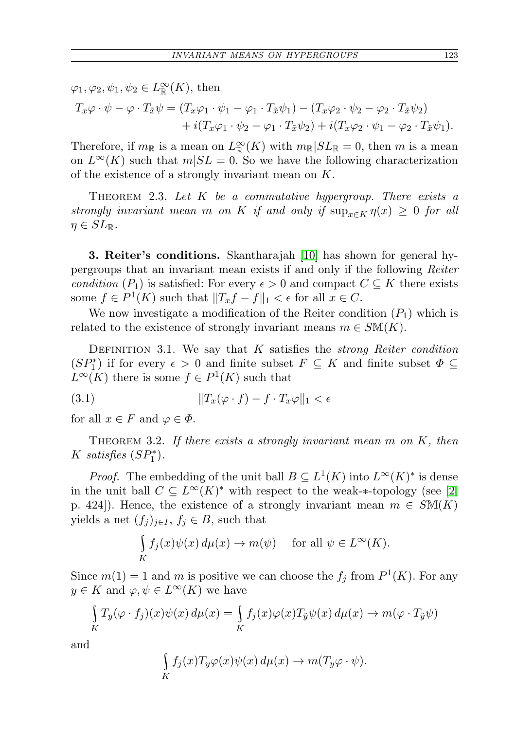$\varphi_1, \varphi_2, \psi_1, \psi_2 \in L^\infty_{\mathbb{R}}(K)$, then

$$T_x\varphi \cdot \psi - \varphi \cdot T_{\tilde{x}}\psi = (T_x\varphi_1 \cdot \psi_1 - \varphi_1 \cdot T_{\tilde{x}}\psi_1) - (T_x\varphi_2 \cdot \psi_2 - \varphi_2 \cdot T_{\tilde{x}}\psi_2) + i(T_x\varphi_1 \cdot \psi_2 - \varphi_1 \cdot T_{\tilde{x}}\psi_2) + i(T_x\varphi_2 \cdot \psi_1 - \varphi_2 \cdot T_{\tilde{x}}\psi_1).$$

Therefore, if $m_{\mathbb{R}}$ is a mean on $L^\infty_{\mathbb{R}}(K)$ with $m_{\mathbb{R}}|SL_{\mathbb{R}} = 0$, then $m$ is a mean on $L^\infty(K)$ such that $m|SL = 0$. So we have the following characterization of the existence of a strongly invariant mean on $K$.

THEOREM 2.3. *Let $K$ be a commutative hypergroup. There exists a strongly invariant mean $m$ on $K$ if and only if $\sup_{x\in K} \eta(x) \geq 0$ for all $\eta \in SL_{\mathbb{R}}$.*

**3. Reiter's conditions.** Skantharajah [10] has shown for general hypergroups that an invariant mean exists if and only if the following *Reiter condition* $(P_1)$ is satisfied: For every $\epsilon > 0$ and compact $C \subseteq K$ there exists some $f \in P^1(K)$ such that $\|T_x f - f\|_1 < \epsilon$ for all $x \in C$.

We now investigate a modification of the Reiter condition $(P_1)$ which is related to the existence of strongly invariant means $m \in S\mathbb{M}(K)$.

DEFINITION 3.1. We say that $K$ satisfies the *strong Reiter condition* $(SP_1^*)$ if for every $\epsilon > 0$ and finite subset $F \subseteq K$ and finite subset $\Phi \subseteq L^\infty(K)$ there is some $f \in P^1(K)$ such that

$$\|T_x(\varphi \cdot f) - f \cdot T_x\varphi\|_1 < \epsilon \tag{3.1}$$

for all $x \in F$ and $\varphi \in \Phi$.

THEOREM 3.2. *If there exists a strongly invariant mean $m$ on $K$, then $K$ satisfies $(SP_1^*)$.*

*Proof.* The embedding of the unit ball $B \subseteq L^1(K)$ into $L^\infty(K)^*$ is dense in the unit ball $C \subseteq L^\infty(K)^*$ with respect to the weak-$*$-topology (see [2, p. 424]). Hence, the existence of a strongly invariant mean $m \in S\mathbb{M}(K)$ yields a net $(f_j)_{j\in I}$, $f_j \in B$, such that

$$\int_K f_j(x)\psi(x)\, d\mu(x) \to m(\psi) \quad \text{ for all } \psi \in L^\infty(K).$$

Since $m(1) = 1$ and $m$ is positive we can choose the $f_j$ from $P^1(K)$. For any $y \in K$ and $\varphi, \psi \in L^\infty(K)$ we have

$$\int_K T_y(\varphi \cdot f_j)(x)\psi(x)\, d\mu(x) = \int_K f_j(x)\varphi(x)T_{\tilde{y}}\psi(x)\, d\mu(x) \to m(\varphi \cdot T_{\tilde{y}}\psi)$$

and

$$\int_K f_j(x)T_y\varphi(x)\psi(x)\, d\mu(x) \to m(T_y\varphi \cdot \psi).$$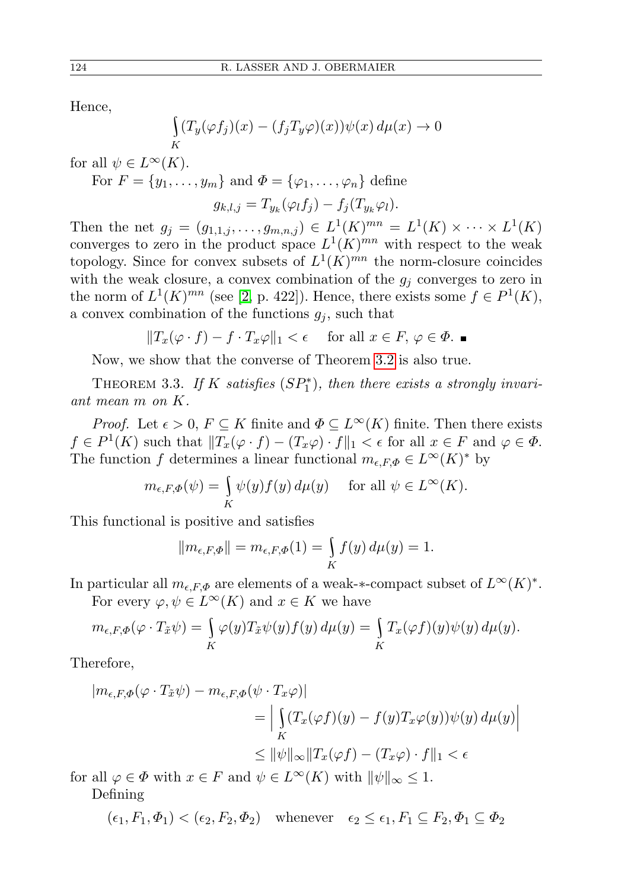Hence,

$$\int_K (T_y(\varphi f_j)(x) - (f_j T_y \varphi)(x))\psi(x)\, d\mu(x) \to 0$$

for all $\psi \in L^\infty(K)$.

For $F = \{y_1, \ldots, y_m\}$ and $\Phi = \{\varphi_1, \ldots, \varphi_n\}$ define

$$g_{k,l,j} = T_{y_k}(\varphi_l f_j) - f_j(T_{y_k}\varphi_l).$$

Then the net $g_j = (g_{1,1,j}, \ldots, g_{m,n,j}) \in L^1(K)^{mn} = L^1(K) \times \cdots \times L^1(K)$ converges to zero in the product space $L^1(K)^{mn}$ with respect to the weak topology. Since for convex subsets of $L^1(K)^{mn}$ the norm-closure coincides with the weak closure, a convex combination of the $g_j$ converges to zero in the norm of $L^1(K)^{mn}$ (see [2, p. 422]). Hence, there exists some $f \in P^1(K)$, a convex combination of the functions $g_j$, such that

$$\|T_x(\varphi \cdot f) - f \cdot T_x\varphi\|_1 < \epsilon \quad \text{for all } x \in F,\ \varphi \in \Phi. \ ■$$

Now, we show that the converse of Theorem 3.2 is also true.

Theorem 3.3. *If $K$ satisfies $(SP_1^*)$, then there exists a strongly invariant mean $m$ on $K$.*

*Proof.* Let $\epsilon > 0$, $F \subseteq K$ finite and $\Phi \subseteq L^\infty(K)$ finite. Then there exists $f \in P^1(K)$ such that $\|T_x(\varphi \cdot f) - (T_x\varphi) \cdot f\|_1 < \epsilon$ for all $x \in F$ and $\varphi \in \Phi$. The function $f$ determines a linear functional $m_{\epsilon,F,\Phi} \in L^\infty(K)^*$ by

$$m_{\epsilon,F,\Phi}(\psi) = \int_K \psi(y) f(y)\, d\mu(y) \quad \text{for all } \psi \in L^\infty(K).$$

This functional is positive and satisfies

$$\|m_{\epsilon,F,\Phi}\| = m_{\epsilon,F,\Phi}(1) = \int_K f(y)\, d\mu(y) = 1.$$

In particular all $m_{\epsilon,F,\Phi}$ are elements of a weak-$*$-compact subset of $L^\infty(K)^*$.

For every $\varphi, \psi \in L^\infty(K)$ and $x \in K$ we have

$$m_{\epsilon,F,\Phi}(\varphi \cdot T_{\tilde{x}}\psi) = \int_K \varphi(y) T_{\tilde{x}}\psi(y) f(y)\, d\mu(y) = \int_K T_x(\varphi f)(y)\psi(y)\, d\mu(y).$$

Therefore,

$$\begin{aligned}
|m_{\epsilon,F,\Phi}(\varphi \cdot T_{\tilde{x}}\psi) - m_{\epsilon,F,\Phi}(\psi \cdot T_x\varphi)| &= \Big| \int_K (T_x(\varphi f)(y) - f(y)T_x\varphi(y))\psi(y)\, d\mu(y) \Big| \\
&\le \|\psi\|_\infty \|T_x(\varphi f) - (T_x\varphi) \cdot f\|_1 < \epsilon
\end{aligned}$$

for all $\varphi \in \Phi$ with $x \in F$ and $\psi \in L^\infty(K)$ with $\|\psi\|_\infty \le 1$.

Defining

$$(\epsilon_1, F_1, \Phi_1) < (\epsilon_2, F_2, \Phi_2) \quad \text{whenever} \quad \epsilon_2 \le \epsilon_1, F_1 \subseteq F_2, \Phi_1 \subseteq \Phi_2$$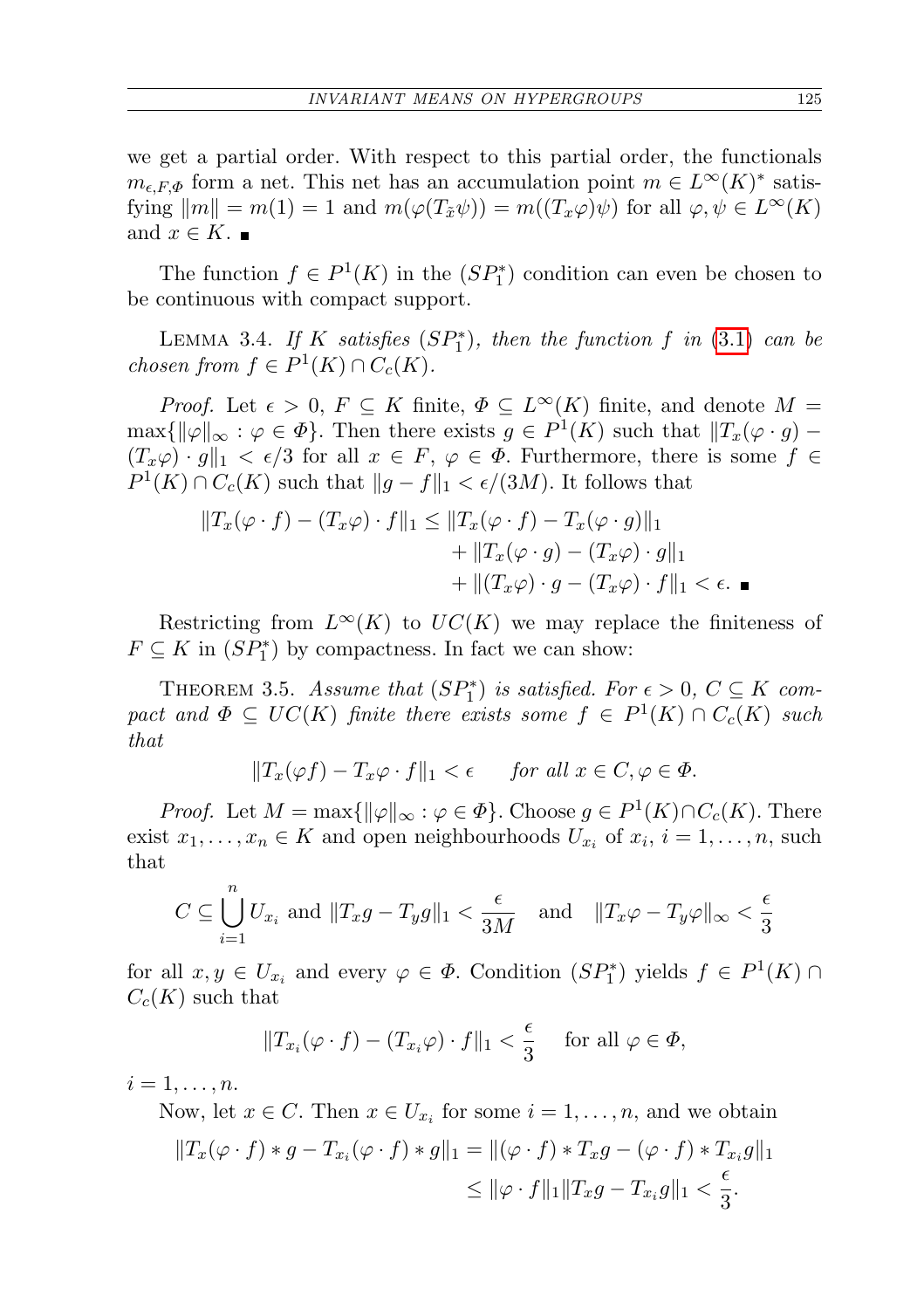we get a partial order. With respect to this partial order, the functionals $m_{\epsilon,F,\Phi}$ form a net. This net has an accumulation point $m \in L^\infty(K)^*$ satisfying $\|m\| = m(1) = 1$ and $m(\varphi(T_{\tilde{x}}\psi)) = m((T_x\varphi)\psi)$ for all $\varphi, \psi \in L^\infty(K)$ and $x \in K$. ■

The function $f \in P^1(K)$ in the $(SP_1^*)$ condition can even be chosen to be continuous with compact support.

LEMMA 3.4. *If $K$ satisfies $(SP_1^*)$, then the function $f$ in (3.1) can be chosen from $f \in P^1(K) \cap C_c(K)$.*

*Proof.* Let $\epsilon > 0$, $F \subseteq K$ finite, $\Phi \subseteq L^\infty(K)$ finite, and denote $M = \max\{\|\varphi\|_\infty : \varphi \in \Phi\}$. Then there exists $g \in P^1(K)$ such that $\|T_x(\varphi \cdot g) - (T_x\varphi) \cdot g\|_1 < \epsilon/3$ for all $x \in F$, $\varphi \in \Phi$. Furthermore, there is some $f \in P^1(K) \cap C_c(K)$ such that $\|g - f\|_1 < \epsilon/(3M)$. It follows that

$$
\begin{aligned}
\|T_x(\varphi \cdot f) - (T_x\varphi) \cdot f\|_1 \leq \|&T_x(\varphi \cdot f) - T_x(\varphi \cdot g)\|_1 \\
&+ \|T_x(\varphi \cdot g) - (T_x\varphi) \cdot g\|_1 \\
&+ \|(T_x\varphi) \cdot g - (T_x\varphi) \cdot f\|_1 < \epsilon. \ ■
\end{aligned}
$$

Restricting from $L^\infty(K)$ to $UC(K)$ we may replace the finiteness of $F \subseteq K$ in $(SP_1^*)$ by compactness. In fact we can show:

THEOREM 3.5. *Assume that $(SP_1^*)$ is satisfied. For $\epsilon > 0$, $C \subseteq K$ compact and $\Phi \subseteq UC(K)$ finite there exists some $f \in P^1(K) \cap C_c(K)$ such that*

$$
\|T_x(\varphi f) - T_x\varphi \cdot f\|_1 < \epsilon \qquad \textit{for all } x \in C, \varphi \in \Phi.
$$

*Proof.* Let $M = \max\{\|\varphi\|_\infty : \varphi \in \Phi\}$. Choose $g \in P^1(K) \cap C_c(K)$. There exist $x_1, \ldots, x_n \in K$ and open neighbourhoods $U_{x_i}$ of $x_i$, $i = 1, \ldots, n$, such that

$$
C \subseteq \bigcup_{i=1}^{n} U_{x_i} \text{ and } \|T_x g - T_y g\|_1 < \frac{\epsilon}{3M} \quad \text{and} \quad \|T_x\varphi - T_y\varphi\|_\infty < \frac{\epsilon}{3}
$$

for all $x, y \in U_{x_i}$ and every $\varphi \in \Phi$. Condition $(SP_1^*)$ yields $f \in P^1(K) \cap C_c(K)$ such that

$$
\|T_{x_i}(\varphi \cdot f) - (T_{x_i}\varphi) \cdot f\|_1 < \frac{\epsilon}{3} \quad \text{for all } \varphi \in \Phi,
$$

$i = 1, \ldots, n$.

Now, let $x \in C$. Then $x \in U_{x_i}$ for some $i = 1, \ldots, n$, and we obtain

$$
\begin{aligned}
\|T_x(\varphi \cdot f) * g - T_{x_i}(\varphi \cdot f) * g\|_1 &= \|(\varphi \cdot f) * T_x g - (\varphi \cdot f) * T_{x_i} g\|_1 \\
&\leq \|\varphi \cdot f\|_1 \|T_x g - T_{x_i} g\|_1 < \frac{\epsilon}{3}.
\end{aligned}
$$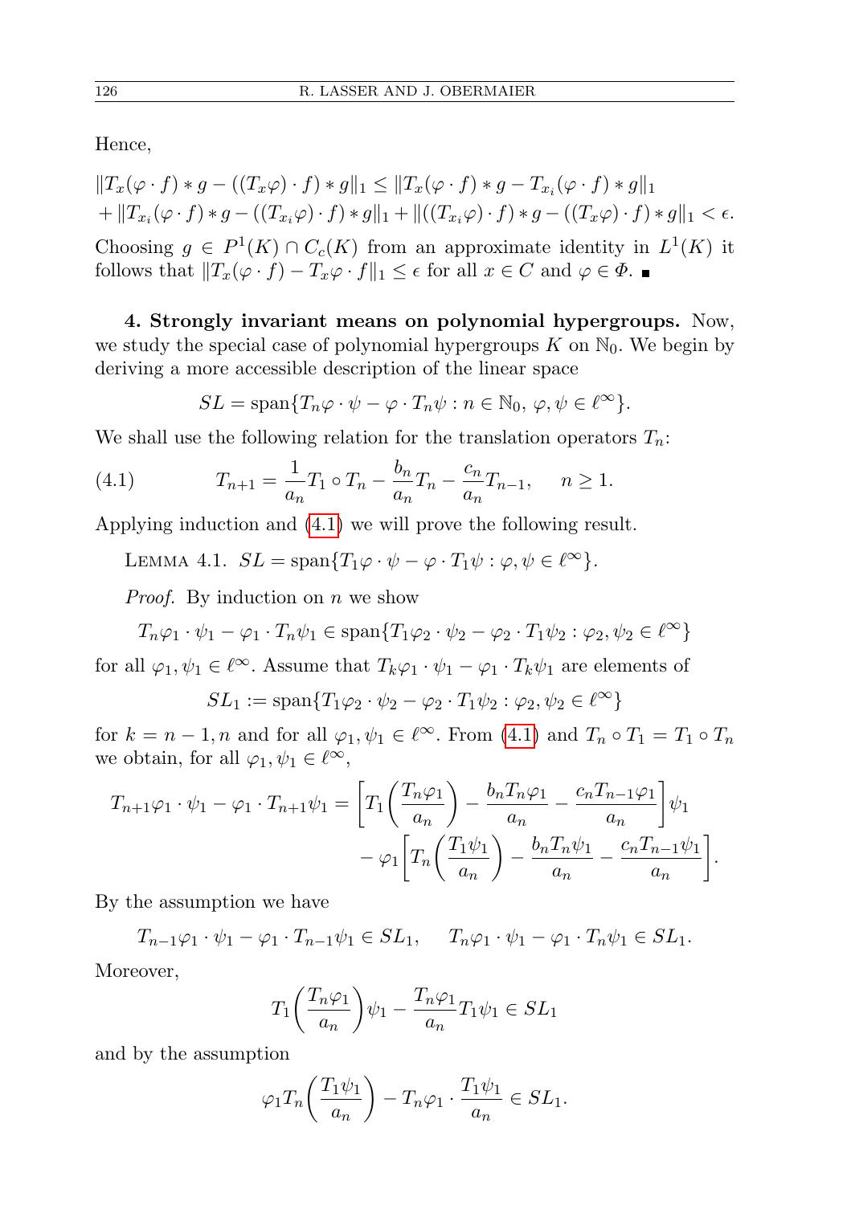Hence,

$$\|T_x(\varphi \cdot f) * g - ((T_x\varphi) \cdot f) * g\|_1 \le \|T_x(\varphi \cdot f) * g - T_{x_i}(\varphi \cdot f) * g\|_1$$
$$+ \|T_{x_i}(\varphi \cdot f) * g - ((T_{x_i}\varphi) \cdot f) * g\|_1 + \|((T_{x_i}\varphi) \cdot f) * g - ((T_x\varphi) \cdot f) * g\|_1 < \epsilon.$$

Choosing $g \in P^1(K) \cap C_c(K)$ from an approximate identity in $L^1(K)$ it follows that $\|T_x(\varphi \cdot f) - T_x\varphi \cdot f\|_1 \le \epsilon$ for all $x \in C$ and $\varphi \in \Phi$. ∎

**4. Strongly invariant means on polynomial hypergroups.** Now, we study the special case of polynomial hypergroups $K$ on $\mathbb{N}_0$. We begin by deriving a more accessible description of the linear space

$$SL = \operatorname{span}\{T_n\varphi \cdot \psi - \varphi \cdot T_n\psi : n \in \mathbb{N}_0,\ \varphi, \psi \in \ell^\infty\}.$$

We shall use the following relation for the translation operators $T_n$:

$$T_{n+1} = \frac{1}{a_n} T_1 \circ T_n - \frac{b_n}{a_n} T_n - \frac{c_n}{a_n} T_{n-1}, \quad n \ge 1. \tag{4.1}$$

Applying induction and (4.1) we will prove the following result.

Lemma 4.1. $SL = \operatorname{span}\{T_1\varphi \cdot \psi - \varphi \cdot T_1\psi : \varphi, \psi \in \ell^\infty\}$.

*Proof.* By induction on $n$ we show

$$T_n\varphi_1 \cdot \psi_1 - \varphi_1 \cdot T_n\psi_1 \in \operatorname{span}\{T_1\varphi_2 \cdot \psi_2 - \varphi_2 \cdot T_1\psi_2 : \varphi_2, \psi_2 \in \ell^\infty\}$$

for all $\varphi_1, \psi_1 \in \ell^\infty$. Assume that $T_k\varphi_1 \cdot \psi_1 - \varphi_1 \cdot T_k\psi_1$ are elements of

$$SL_1 := \operatorname{span}\{T_1\varphi_2 \cdot \psi_2 - \varphi_2 \cdot T_1\psi_2 : \varphi_2, \psi_2 \in \ell^\infty\}$$

for $k = n-1, n$ and for all $\varphi_1, \psi_1 \in \ell^\infty$. From (4.1) and $T_n \circ T_1 = T_1 \circ T_n$ we obtain, for all $\varphi_1, \psi_1 \in \ell^\infty$,

$$T_{n+1}\varphi_1 \cdot \psi_1 - \varphi_1 \cdot T_{n+1}\psi_1 = \left[T_1\left(\frac{T_n\varphi_1}{a_n}\right) - \frac{b_n T_n\varphi_1}{a_n} - \frac{c_n T_{n-1}\varphi_1}{a_n}\right]\psi_1$$
$$- \varphi_1\left[T_n\left(\frac{T_1\psi_1}{a_n}\right) - \frac{b_n T_n\psi_1}{a_n} - \frac{c_n T_{n-1}\psi_1}{a_n}\right].$$

By the assumption we have

$$T_{n-1}\varphi_1 \cdot \psi_1 - \varphi_1 \cdot T_{n-1}\psi_1 \in SL_1, \quad T_n\varphi_1 \cdot \psi_1 - \varphi_1 \cdot T_n\psi_1 \in SL_1.$$

Moreover,

$$T_1\left(\frac{T_n\varphi_1}{a_n}\right)\psi_1 - \frac{T_n\varphi_1}{a_n} T_1\psi_1 \in SL_1$$

and by the assumption

$$\varphi_1 T_n\left(\frac{T_1\psi_1}{a_n}\right) - T_n\varphi_1 \cdot \frac{T_1\psi_1}{a_n} \in SL_1.$$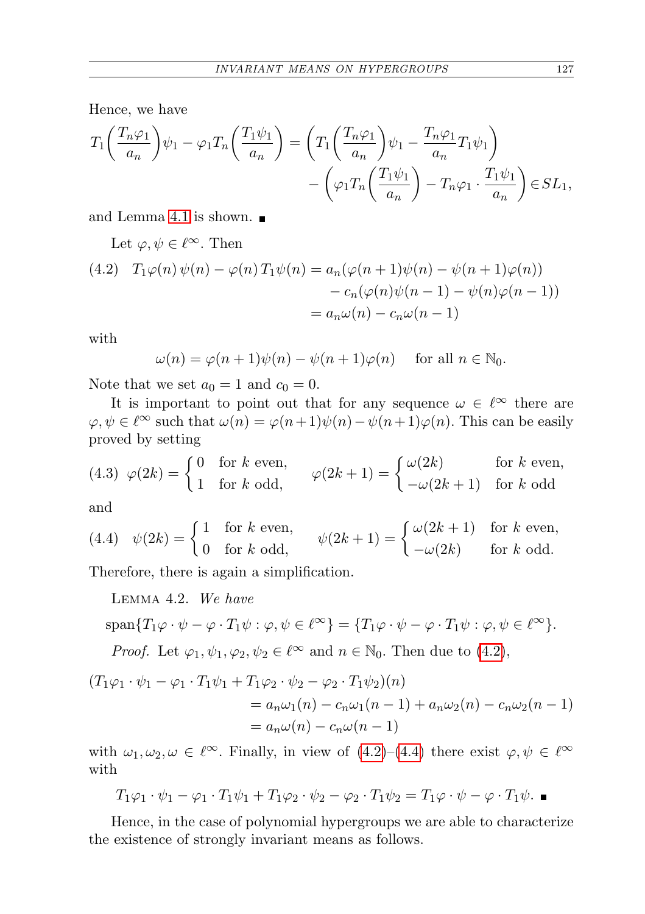Hence, we have

$$T_1\biggl(\frac{T_n\varphi_1}{a_n}\biggr)\psi_1 - \varphi_1 T_n\biggl(\frac{T_1\psi_1}{a_n}\biggr) = \biggl(T_1\biggl(\frac{T_n\varphi_1}{a_n}\biggr)\psi_1 - \frac{T_n\varphi_1}{a_n}T_1\psi_1\biggr) - \biggl(\varphi_1 T_n\biggl(\frac{T_1\psi_1}{a_n}\biggr) - T_n\varphi_1\cdot\frac{T_1\psi_1}{a_n}\biggr) \in SL_1,$$

and Lemma 4.1 is shown. ∎

Let $\varphi, \psi \in \ell^\infty$. Then

$$\begin{aligned}(4.2)\quad T_1\varphi(n)\,\psi(n) - \varphi(n)\,T_1\psi(n) &= a_n(\varphi(n+1)\psi(n) - \psi(n+1)\varphi(n)) \\ &\quad - c_n(\varphi(n)\psi(n-1) - \psi(n)\varphi(n-1)) \\ &= a_n\omega(n) - c_n\omega(n-1)\end{aligned}$$

with

$$\omega(n) = \varphi(n+1)\psi(n) - \psi(n+1)\varphi(n) \quad \text{for all } n \in \mathbb{N}_0.$$

Note that we set $a_0 = 1$ and $c_0 = 0$.

It is important to point out that for any sequence $\omega \in \ell^\infty$ there are $\varphi, \psi \in \ell^\infty$ such that $\omega(n) = \varphi(n+1)\psi(n) - \psi(n+1)\varphi(n)$. This can be easily proved by setting

$$(4.3)\quad \varphi(2k) = \begin{cases} 0 & \text{for } k \text{ even,} \\ 1 & \text{for } k \text{ odd,} \end{cases} \qquad \varphi(2k+1) = \begin{cases} \omega(2k) & \text{for } k \text{ even,} \\ -\omega(2k+1) & \text{for } k \text{ odd} \end{cases}$$

and

$$(4.4)\quad \psi(2k) = \begin{cases} 1 & \text{for } k \text{ even,} \\ 0 & \text{for } k \text{ odd,} \end{cases} \qquad \psi(2k+1) = \begin{cases} \omega(2k+1) & \text{for } k \text{ even,} \\ -\omega(2k) & \text{for } k \text{ odd.} \end{cases}$$

Therefore, there is again a simplification.

Lemma 4.2. *We have*

$$\operatorname{span}\{T_1\varphi\cdot\psi - \varphi\cdot T_1\psi : \varphi, \psi \in \ell^\infty\} = \{T_1\varphi\cdot\psi - \varphi\cdot T_1\psi : \varphi, \psi \in \ell^\infty\}.$$

*Proof.* Let $\varphi_1, \psi_1, \varphi_2, \psi_2 \in \ell^\infty$ and $n \in \mathbb{N}_0$. Then due to (4.2),

$$\begin{aligned}(T_1\varphi_1\cdot\psi_1 - \varphi_1\cdot T_1\psi_1 + T_1\varphi_2\cdot\psi_2 - \varphi_2\cdot T_1\psi_2)(n) &\\ = a_n\omega_1(n) - c_n\omega_1(n-1) + a_n\omega_2(n) - c_n\omega_2(n-1)&\\ = a_n\omega(n) - c_n\omega(n-1)&\end{aligned}$$

with $\omega_1, \omega_2, \omega \in \ell^\infty$. Finally, in view of (4.2)–(4.4) there exist $\varphi, \psi \in \ell^\infty$ with

$$T_1\varphi_1\cdot\psi_1 - \varphi_1\cdot T_1\psi_1 + T_1\varphi_2\cdot\psi_2 - \varphi_2\cdot T_1\psi_2 = T_1\varphi\cdot\psi - \varphi\cdot T_1\psi. \;∎$$

Hence, in the case of polynomial hypergroups we are able to characterize the existence of strongly invariant means as follows.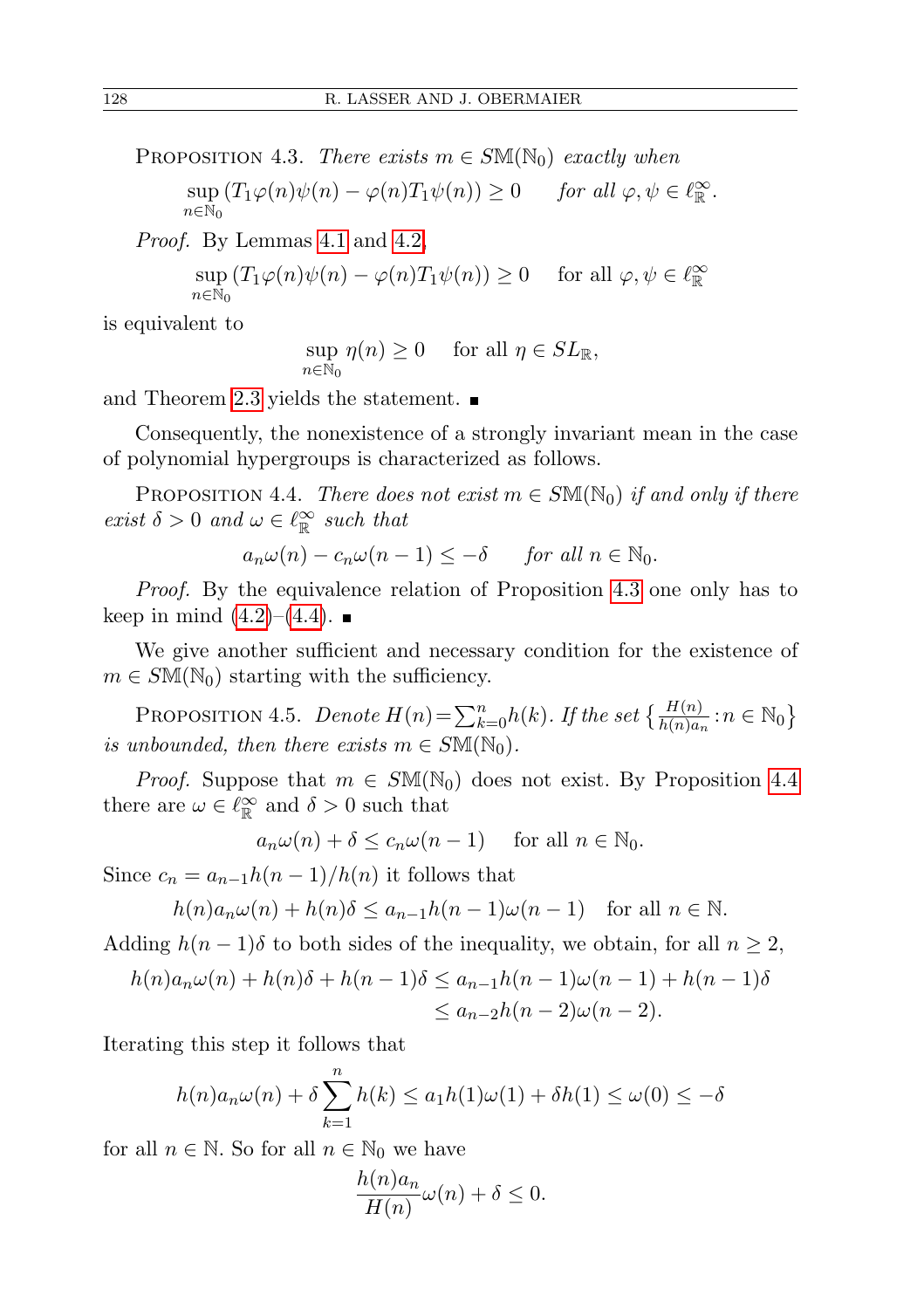Proposition 4.3. *There exists $m \in S\mathbb{M}(\mathbb{N}_0)$ exactly when*

$$\sup_{n\in\mathbb{N}_0} (T_1\varphi(n)\psi(n) - \varphi(n)T_1\psi(n)) \geq 0 \qquad \text{for all } \varphi, \psi \in \ell^\infty_{\mathbb{R}}.$$

*Proof.* By Lemmas 4.1 and 4.2,

$$\sup_{n\in\mathbb{N}_0} (T_1\varphi(n)\psi(n) - \varphi(n)T_1\psi(n)) \geq 0 \quad \text{ for all } \varphi, \psi \in \ell^\infty_{\mathbb{R}}$$

is equivalent to

$$\sup_{n\in\mathbb{N}_0} \eta(n) \geq 0 \quad \text{ for all } \eta \in SL_{\mathbb{R}},$$

and Theorem 2.3 yields the statement. ∎

Consequently, the nonexistence of a strongly invariant mean in the case of polynomial hypergroups is characterized as follows.

Proposition 4.4. *There does not exist $m \in S\mathbb{M}(\mathbb{N}_0)$ if and only if there exist $\delta > 0$ and $\omega \in \ell^\infty_{\mathbb{R}}$ such that*

$$a_n\omega(n) - c_n\omega(n-1) \leq -\delta \qquad \text{for all } n \in \mathbb{N}_0.$$

*Proof.* By the equivalence relation of Proposition 4.3 one only has to keep in mind (4.2)–(4.4). ∎

We give another sufficient and necessary condition for the existence of $m \in S\mathbb{M}(\mathbb{N}_0)$ starting with the sufficiency.

Proposition 4.5. *Denote $H(n)=\sum_{k=0}^{n} h(k)$. If the set $\left\{\frac{H(n)}{h(n)a_n} : n \in \mathbb{N}_0\right\}$ is unbounded, then there exists $m \in S\mathbb{M}(\mathbb{N}_0)$.*

*Proof.* Suppose that $m \in S\mathbb{M}(\mathbb{N}_0)$ does not exist. By Proposition 4.4 there are $\omega \in \ell^\infty_{\mathbb{R}}$ and $\delta > 0$ such that

$$a_n\omega(n) + \delta \leq c_n\omega(n-1) \quad \text{ for all } n \in \mathbb{N}_0.$$

Since $c_n = a_{n-1}h(n-1)/h(n)$ it follows that

$$h(n)a_n\omega(n) + h(n)\delta \leq a_{n-1}h(n-1)\omega(n-1) \quad \text{for all } n \in \mathbb{N}.$$

Adding $h(n-1)\delta$ to both sides of the inequality, we obtain, for all $n \geq 2$,

$$\begin{aligned} h(n)a_n\omega(n) + h(n)\delta + h(n-1)\delta &\leq a_{n-1}h(n-1)\omega(n-1) + h(n-1)\delta \\ &\leq a_{n-2}h(n-2)\omega(n-2). \end{aligned}$$

Iterating this step it follows that

$$h(n)a_n\omega(n) + \delta\sum_{k=1}^{n} h(k) \leq a_1h(1)\omega(1) + \delta h(1) \leq \omega(0) \leq -\delta$$

for all $n \in \mathbb{N}$. So for all $n \in \mathbb{N}_0$ we have

$$\frac{h(n)a_n}{H(n)}\omega(n) + \delta \leq 0.$$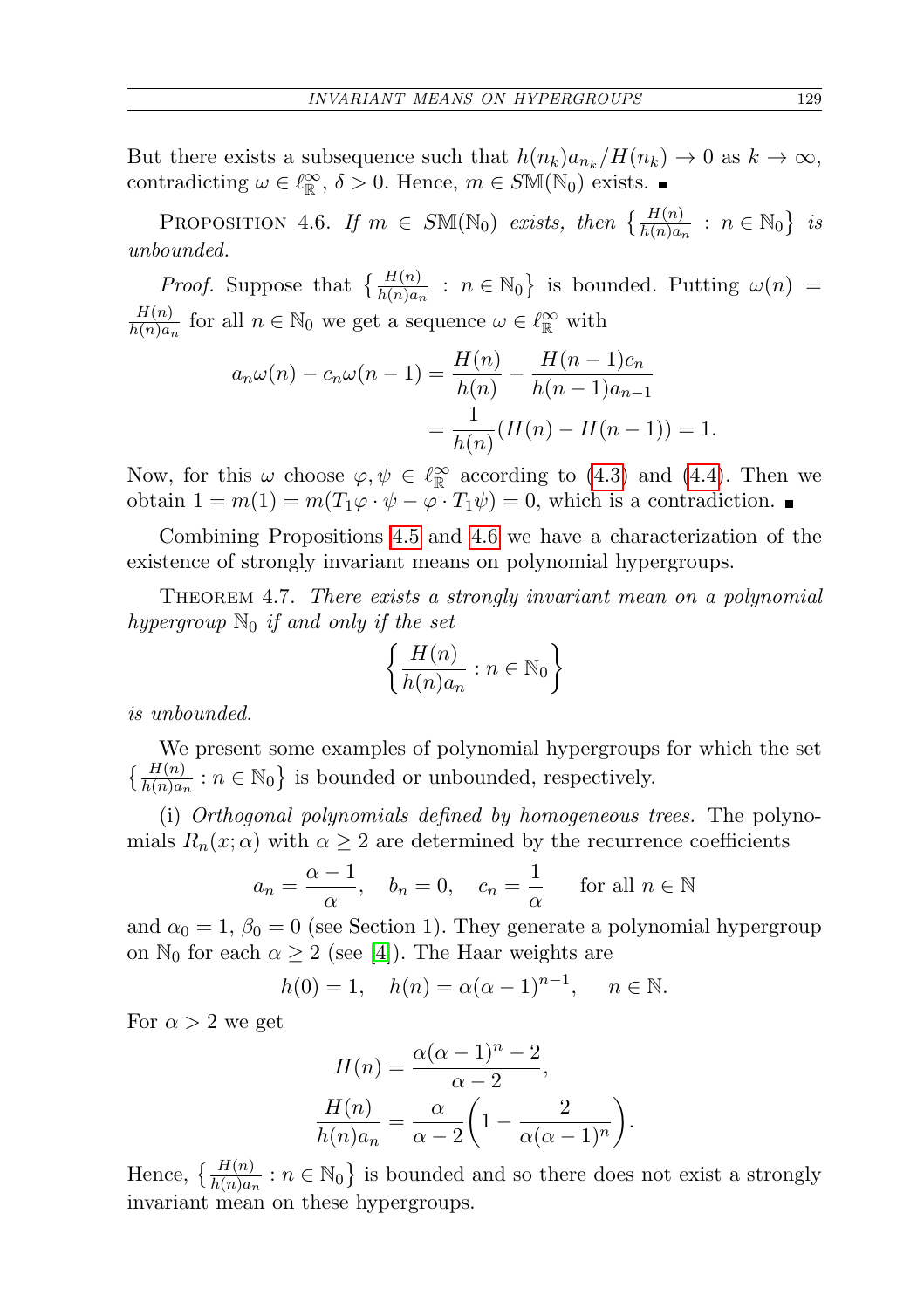But there exists a subsequence such that $h(n_k)a_{n_k}/H(n_k) \to 0$ as $k \to \infty$, contradicting $\omega \in \ell^\infty_{\mathbb{R}}$, $\delta > 0$. Hence, $m \in S\mathbb{M}(\mathbb{N}_0)$ exists. ∎

Proposition 4.6. *If $m \in S\mathbb{M}(\mathbb{N}_0)$ exists, then $\left\{\frac{H(n)}{h(n)a_n} : n \in \mathbb{N}_0\right\}$ is unbounded.*

*Proof.* Suppose that $\left\{\frac{H(n)}{h(n)a_n} : n \in \mathbb{N}_0\right\}$ is bounded. Putting $\omega(n) = \frac{H(n)}{h(n)a_n}$ for all $n \in \mathbb{N}_0$ we get a sequence $\omega \in \ell^\infty_{\mathbb{R}}$ with

$$
\begin{aligned}
a_n\omega(n) - c_n\omega(n-1) &= \frac{H(n)}{h(n)} - \frac{H(n-1)c_n}{h(n-1)a_{n-1}} \\
&= \frac{1}{h(n)}(H(n) - H(n-1)) = 1.
\end{aligned}
$$

Now, for this $\omega$ choose $\varphi, \psi \in \ell^\infty_{\mathbb{R}}$ according to (4.3) and (4.4). Then we obtain $1 = m(1) = m(T_1\varphi \cdot \psi - \varphi \cdot T_1\psi) = 0$, which is a contradiction. ∎

Combining Propositions 4.5 and 4.6 we have a characterization of the existence of strongly invariant means on polynomial hypergroups.

Theorem 4.7. *There exists a strongly invariant mean on a polynomial hypergroup $\mathbb{N}_0$ if and only if the set*

$$\left\{\frac{H(n)}{h(n)a_n} : n \in \mathbb{N}_0\right\}$$

*is unbounded.*

We present some examples of polynomial hypergroups for which the set $\left\{\frac{H(n)}{h(n)a_n} : n \in \mathbb{N}_0\right\}$ is bounded or unbounded, respectively.

(i) *Orthogonal polynomials defined by homogeneous trees.* The polynomials $R_n(x;\alpha)$ with $\alpha \geq 2$ are determined by the recurrence coefficients

$$a_n = \frac{\alpha - 1}{\alpha}, \quad b_n = 0, \quad c_n = \frac{1}{\alpha} \qquad \text{for all } n \in \mathbb{N}$$

and $\alpha_0 = 1$, $\beta_0 = 0$ (see Section 1). They generate a polynomial hypergroup on $\mathbb{N}_0$ for each $\alpha \geq 2$ (see [4]). The Haar weights are

$$h(0) = 1, \quad h(n) = \alpha(\alpha-1)^{n-1}, \quad n \in \mathbb{N}.$$

For $\alpha > 2$ we get

$$
\begin{aligned}
H(n) &= \frac{\alpha(\alpha-1)^n - 2}{\alpha - 2}, \\
\frac{H(n)}{h(n)a_n} &= \frac{\alpha}{\alpha - 2}\left(1 - \frac{2}{\alpha(\alpha-1)^n}\right).
\end{aligned}
$$

Hence, $\left\{\frac{H(n)}{h(n)a_n} : n \in \mathbb{N}_0\right\}$ is bounded and so there does not exist a strongly invariant mean on these hypergroups.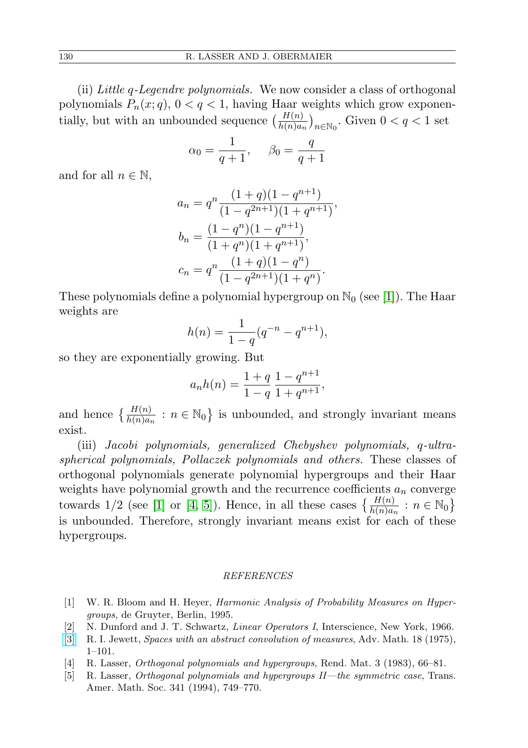(ii) *Little q-Legendre polynomials.* We now consider a class of orthogonal polynomials $P_n(x;q)$, $0 < q < 1$, having Haar weights which grow exponentially, but with an unbounded sequence $\left(\frac{H(n)}{h(n)a_n}\right)_{n\in\mathbb{N}_0}$. Given $0 < q < 1$ set

$$\alpha_0 = \frac{1}{q+1}, \qquad \beta_0 = \frac{q}{q+1}$$

and for all $n \in \mathbb{N}$,

$$a_n = q^n \frac{(1+q)(1-q^{n+1})}{(1-q^{2n+1})(1+q^{n+1})},$$
$$b_n = \frac{(1-q^n)(1-q^{n+1})}{(1+q^n)(1+q^{n+1})},$$
$$c_n = q^n \frac{(1+q)(1-q^n)}{(1-q^{2n+1})(1+q^n)}.$$

These polynomials define a polynomial hypergroup on $\mathbb{N}_0$ (see [1]). The Haar weights are

$$h(n) = \frac{1}{1-q}(q^{-n} - q^{n+1}),$$

so they are exponentially growing. But

$$a_n h(n) = \frac{1+q}{1-q}\,\frac{1-q^{n+1}}{1+q^{n+1}},$$

and hence $\left\{\frac{H(n)}{h(n)a_n} : n \in \mathbb{N}_0\right\}$ is unbounded, and strongly invariant means exist.

(iii) *Jacobi polynomials, generalized Chebyshev polynomials, q-ultraspherical polynomials, Pollaczek polynomials and others.* These classes of orthogonal polynomials generate polynomial hypergroups and their Haar weights have polynomial growth and the recurrence coefficients $a_n$ converge towards $1/2$ (see [1] or [4, 5]). Hence, in all these cases $\left\{\frac{H(n)}{h(n)a_n} : n \in \mathbb{N}_0\right\}$ is unbounded. Therefore, strongly invariant means exist for each of these hypergroups.

## REFERENCES

[1] W. R. Bloom and H. Heyer, *Harmonic Analysis of Probability Measures on Hypergroups*, de Gruyter, Berlin, 1995.

[2] N. Dunford and J. T. Schwartz, *Linear Operators I*, Interscience, New York, 1966.

[3] R. I. Jewett, *Spaces with an abstract convolution of measures*, Adv. Math. 18 (1975), 1–101.

[4] R. Lasser, *Orthogonal polynomials and hypergroups*, Rend. Mat. 3 (1983), 66–81.

[5] R. Lasser, *Orthogonal polynomials and hypergroups II—the symmetric case*, Trans. Amer. Math. Soc. 341 (1994), 749–770.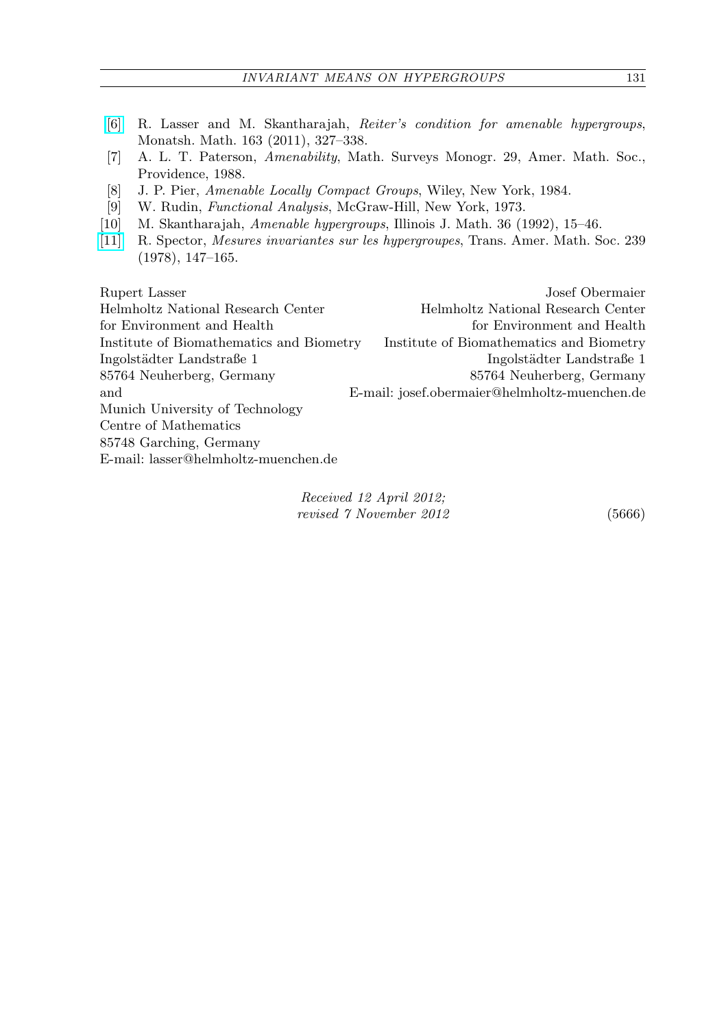[6] R. Lasser and M. Skantharajah, *Reiter's condition for amenable hypergroups*, Monatsh. Math. 163 (2011), 327–338.

[7] A. L. T. Paterson, *Amenability*, Math. Surveys Monogr. 29, Amer. Math. Soc., Providence, 1988.

[8] J. P. Pier, *Amenable Locally Compact Groups*, Wiley, New York, 1984.

[9] W. Rudin, *Functional Analysis*, McGraw-Hill, New York, 1973.

[10] M. Skantharajah, *Amenable hypergroups*, Illinois J. Math. 36 (1992), 15–46.

[11] R. Spector, *Mesures invariantes sur les hypergroupes*, Trans. Amer. Math. Soc. 239 (1978), 147–165.

Rupert Lasser
Helmholtz National Research Center
for Environment and Health
Institute of Biomathematics and Biometry
Ingolstädter Landstraße 1
85764 Neuherberg, Germany
and
Munich University of Technology
Centre of Mathematics
85748 Garching, Germany
E-mail: lasser@helmholtz-muenchen.de

Josef Obermaier
Helmholtz National Research Center
for Environment and Health
Institute of Biomathematics and Biometry
Ingolstädter Landstraße 1
85764 Neuherberg, Germany
E-mail: josef.obermaier@helmholtz-muenchen.de

*Received 12 April 2012;*
*revised 7 November 2012* (5666)